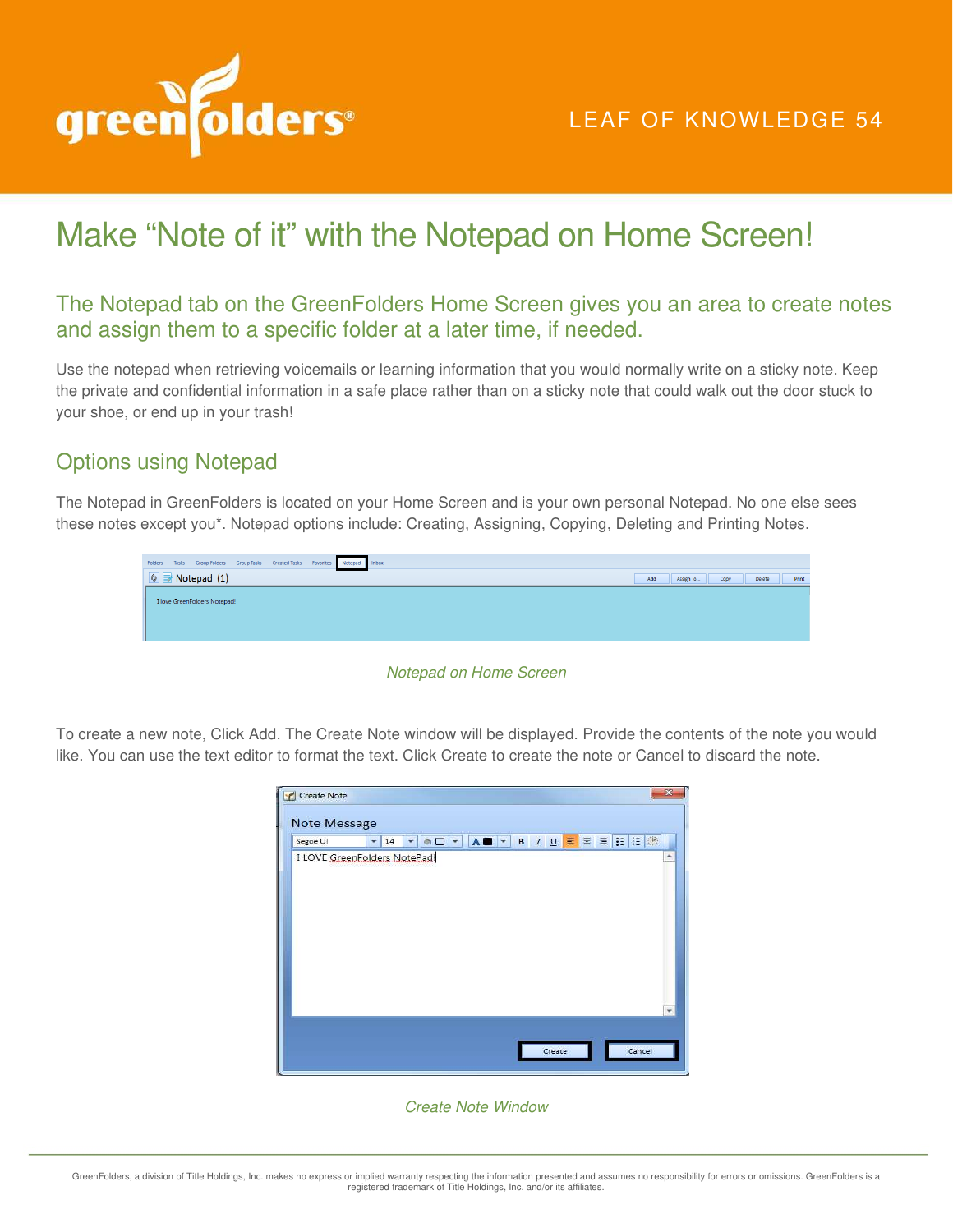LEAF OF KNOWLEDGE 54

# Make "Note of it" with the Notepad on Home Screen!

## The Notepad tab on the GreenFolders Home Screen gives you an area to create notes and assign them to a specific folder at a later time, if needed.

Use the notepad when retrieving voicemails or learning information that you would normally write on a sticky note. Keep the private and confidential information in a safe place rather than on a sticky note that could walk out the door stuck to your shoe, or end up in your trash!

## Options using Notepad

The Notepad in GreenFolders is located on your Home Screen and is your own personal Notepad. No one else sees these notes except you*. Notepad options include: Creating, Assigning, Copying, Deleting and Printing Notes.

*Notepad on Home Screen*

To create a new note, Click Add. The Create Note window will be displayed. Provide the contents of the note you would like. You can use the text editor to format the text. Click Create to create the note or Cancel to discard the note.

*Create Note Window*

GreenFolders, a division of Title Holdings, Inc. makes no express or implied warranty respecting the information presented and assumes no responsibility for errors or omissions. GreenFolders is a registered trademark of Title Holdings, Inc. and/or its affiliates.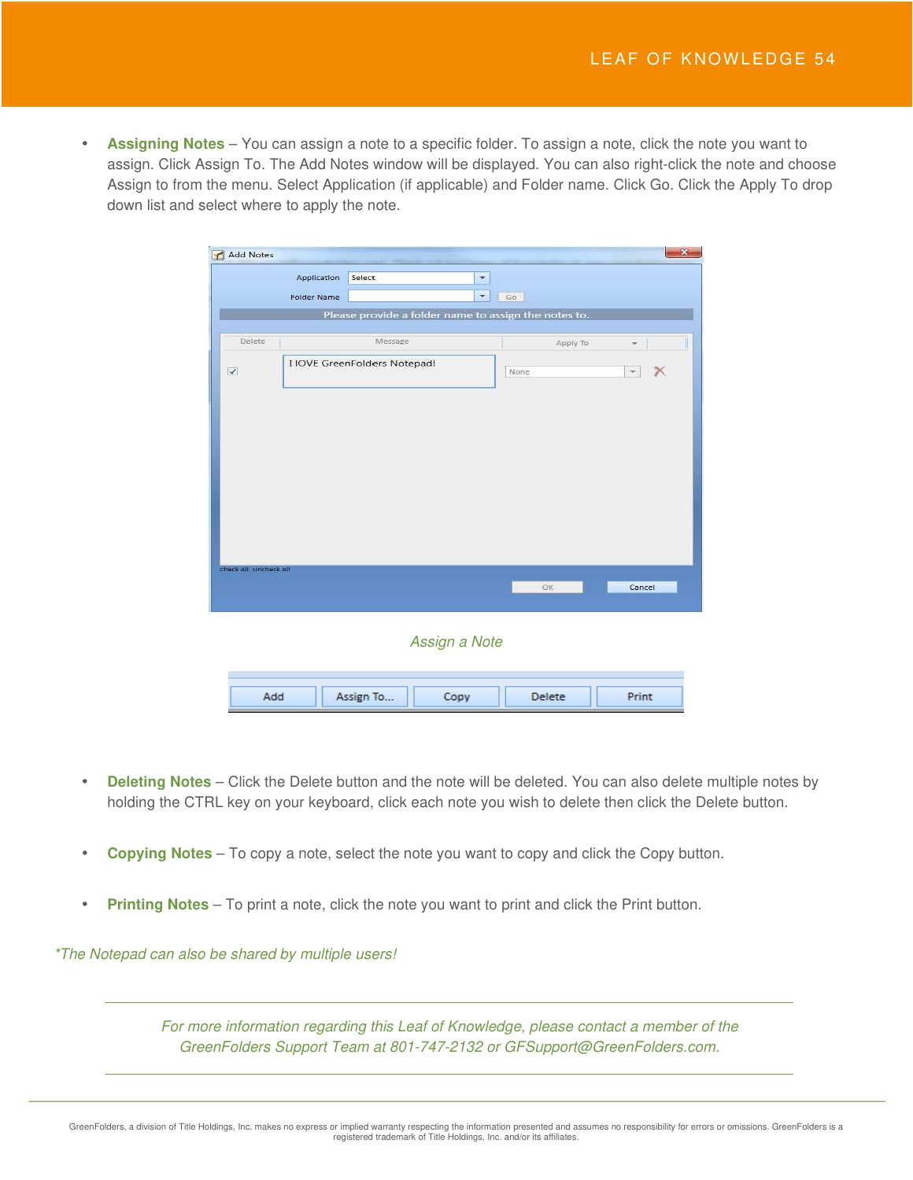- **Assigning Notes** – You can assign a note to a specific folder. To assign a note, click the note you want to assign. Click Assign To. The Add Notes window will be displayed. You can also right-click the note and choose Assign to from the menu. Select Application (if applicable) and Folder name. Click Go. Click the Apply To drop down list and select where to apply the note.

*Assign a Note*

- **Deleting Notes** – Click the Delete button and the note will be deleted. You can also delete multiple notes by holding the CTRL key on your keyboard, click each note you wish to delete then click the Delete button.

- **Copying Notes** – To copy a note, select the note you want to copy and click the Copy button.

- **Printing Notes** – To print a note, click the note you want to print and click the Print button.

*\*The Notepad can also be shared by multiple users!*

---

*For more information regarding this Leaf of Knowledge, please contact a member of the GreenFolders Support Team at 801-747-2132 or GFSupport@GreenFolders.com.*

---

GreenFolders, a division of Title Holdings, Inc. makes no express or implied warranty respecting the information presented and assumes no responsibility for errors or omissions. GreenFolders is a registered trademark of Title Holdings, Inc. and/or its affiliates.